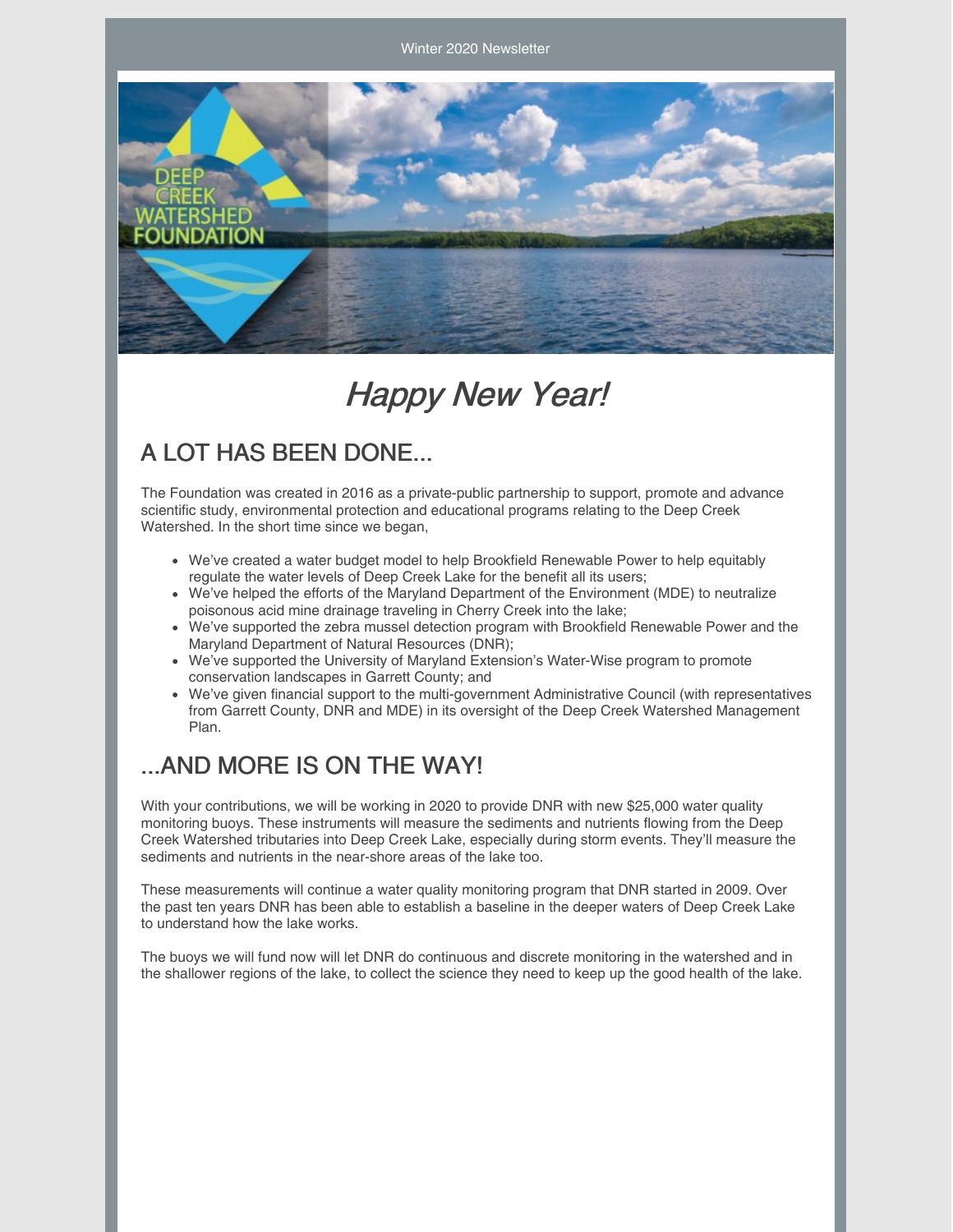Winter 2020 Newsletter

# *Happy New Year!*

## A LOT HAS BEEN DONE...

The Foundation was created in 2016 as a private-public partnership to support, promote and advance scientific study, environmental protection and educational programs relating to the Deep Creek Watershed. In the short time since we began,

- We've created a water budget model to help Brookfield Renewable Power to help equitably regulate the water levels of Deep Creek Lake for the benefit all its users;
- We've helped the efforts of the Maryland Department of the Environment (MDE) to neutralize poisonous acid mine drainage traveling in Cherry Creek into the lake;
- We've supported the zebra mussel detection program with Brookfield Renewable Power and the Maryland Department of Natural Resources (DNR);
- We've supported the University of Maryland Extension's Water-Wise program to promote conservation landscapes in Garrett County; and
- We've given financial support to the multi-government Administrative Council (with representatives from Garrett County, DNR and MDE) in its oversight of the Deep Creek Watershed Management Plan.

## ...AND MORE IS ON THE WAY!

With your contributions, we will be working in 2020 to provide DNR with new $25,000 water quality monitoring buoys. These instruments will measure the sediments and nutrients flowing from the Deep Creek Watershed tributaries into Deep Creek Lake, especially during storm events. They'll measure the sediments and nutrients in the near-shore areas of the lake too.

These measurements will continue a water quality monitoring program that DNR started in 2009. Over the past ten years DNR has been able to establish a baseline in the deeper waters of Deep Creek Lake to understand how the lake works.

The buoys we will fund now will let DNR do continuous and discrete monitoring in the watershed and in the shallower regions of the lake, to collect the science they need to keep up the good health of the lake.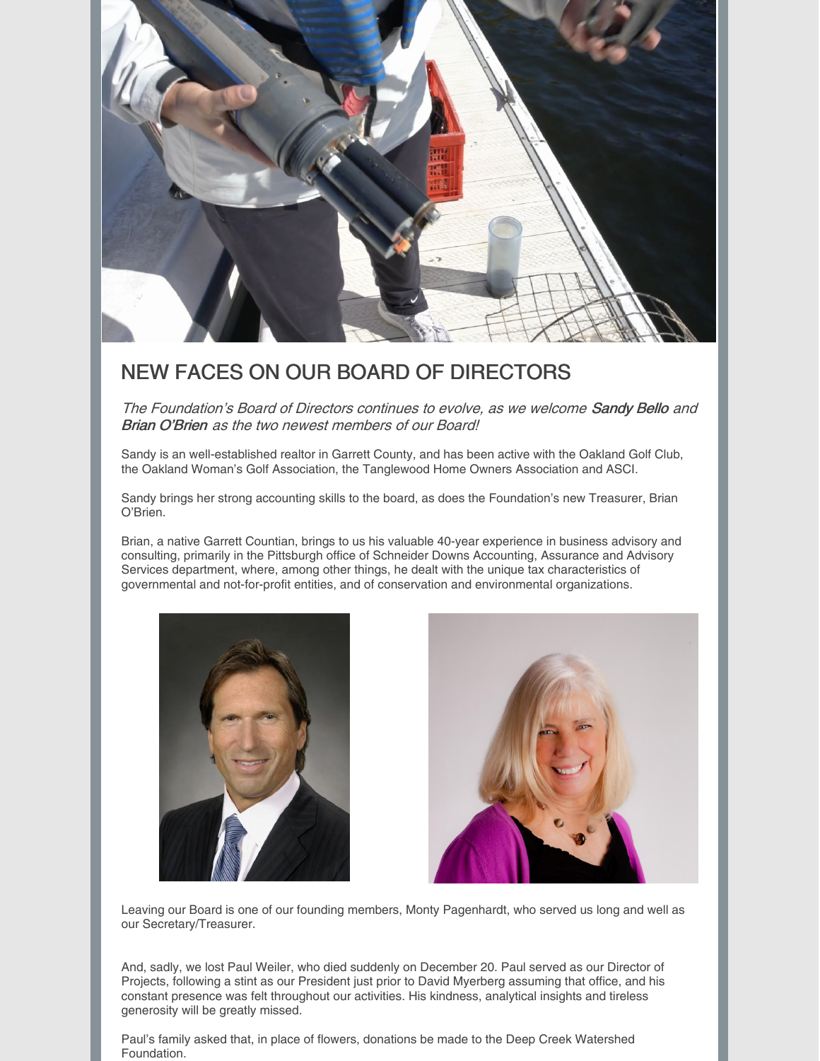# NEW FACES ON OUR BOARD OF DIRECTORS

*The Foundation's Board of Directors continues to evolve, as we welcome **Sandy Bello** and **Brian O'Brien** as the two newest members of our Board!*

Sandy is an well-established realtor in Garrett County, and has been active with the Oakland Golf Club, the Oakland Woman's Golf Association, the Tanglewood Home Owners Association and ASCI.

Sandy brings her strong accounting skills to the board, as does the Foundation's new Treasurer, Brian O'Brien.

Brian, a native Garrett Countian, brings to us his valuable 40-year experience in business advisory and consulting, primarily in the Pittsburgh office of Schneider Downs Accounting, Assurance and Advisory Services department, where, among other things, he dealt with the unique tax characteristics of governmental and not-for-profit entities, and of conservation and environmental organizations.

Leaving our Board is one of our founding members, Monty Pagenhardt, who served us long and well as our Secretary/Treasurer.

And, sadly, we lost Paul Weiler, who died suddenly on December 20. Paul served as our Director of Projects, following a stint as our President just prior to David Myerberg assuming that office, and his constant presence was felt throughout our activities. His kindness, analytical insights and tireless generosity will be greatly missed.

Paul's family asked that, in place of flowers, donations be made to the Deep Creek Watershed Foundation.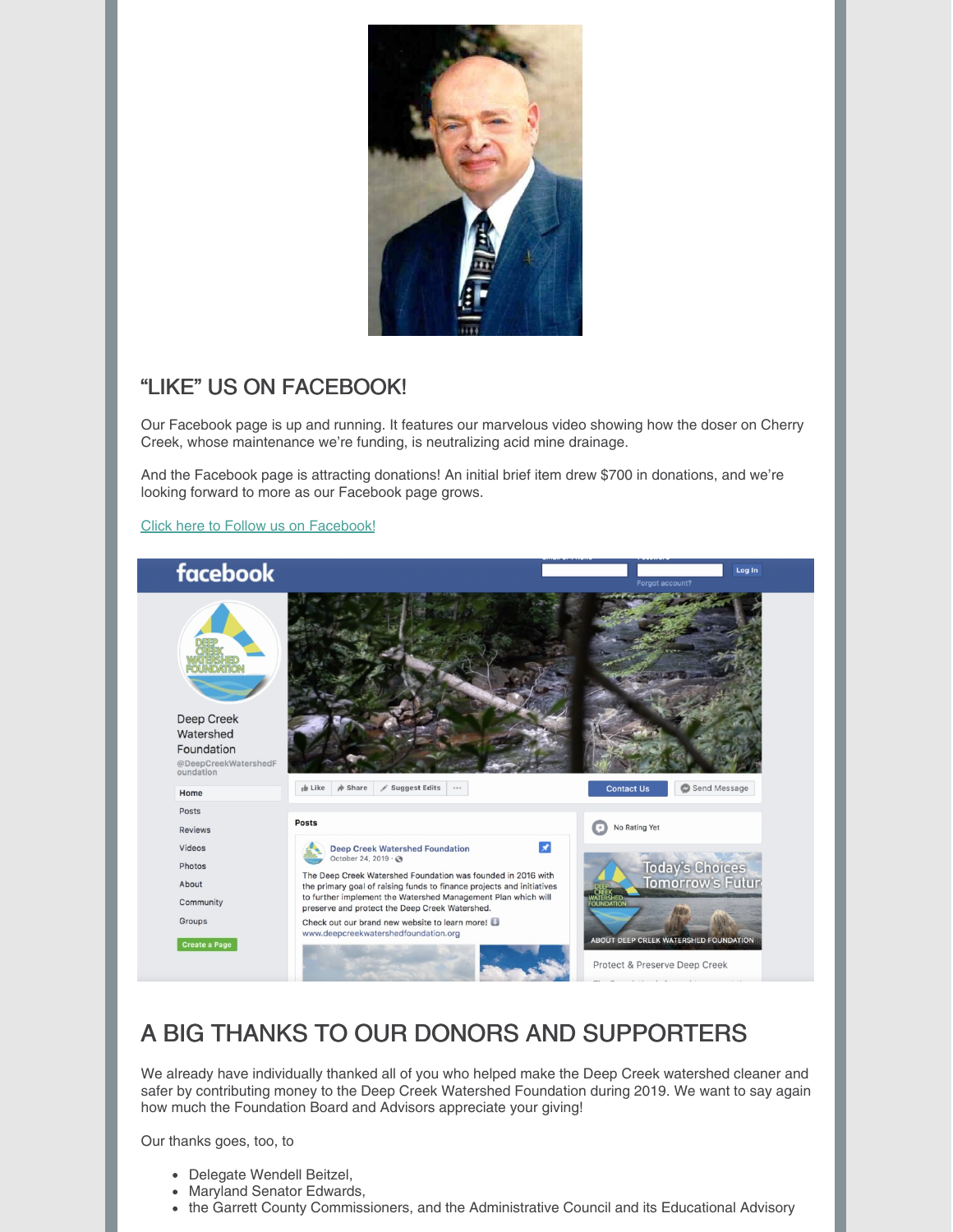## "LIKE" US ON FACEBOOK!

Our Facebook page is up and running. It features our marvelous video showing how the doser on Cherry Creek, whose maintenance we're funding, is neutralizing acid mine drainage.

And the Facebook page is attracting donations! An initial brief item drew $700 in donations, and we're looking forward to more as our Facebook page grows.

Click here to Follow us on Facebook!

## A BIG THANKS TO OUR DONORS AND SUPPORTERS

We already have individually thanked all of you who helped make the Deep Creek watershed cleaner and safer by contributing money to the Deep Creek Watershed Foundation during 2019. We want to say again how much the Foundation Board and Advisors appreciate your giving!

Our thanks goes, too, to

- Delegate Wendell Beitzel,
- Maryland Senator Edwards,
- the Garrett County Commissioners, and the Administrative Council and its Educational Advisory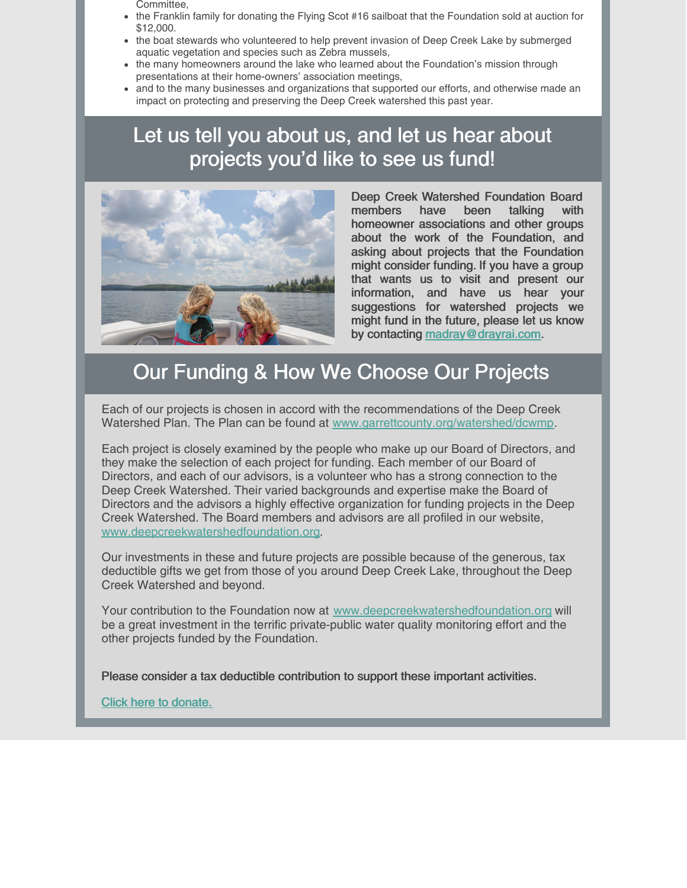Committee,

- the Franklin family for donating the Flying Scot #16 sailboat that the Foundation sold at auction for $12,000.
- the boat stewards who volunteered to help prevent invasion of Deep Creek Lake by submerged aquatic vegetation and species such as Zebra mussels,
- the many homeowners around the lake who learned about the Foundation's mission through presentations at their home-owners' association meetings,
- and to the many businesses and organizations that supported our efforts, and otherwise made an impact on protecting and preserving the Deep Creek watershed this past year.

## Let us tell you about us, and let us hear about projects you'd like to see us fund!

**Deep Creek Watershed Foundation Board members have been talking with homeowner associations and other groups about the work of the Foundation, and asking about projects that the Foundation might consider funding. If you have a group that wants us to visit and present our information, and have us hear your suggestions for watershed projects we might fund in the future, please let us know by contacting madray@drayrai.com.**

## Our Funding & How We Choose Our Projects

Each of our projects is chosen in accord with the recommendations of the Deep Creek Watershed Plan. The Plan can be found at www.garrettcounty.org/watershed/dcwmp.

Each project is closely examined by the people who make up our Board of Directors, and they make the selection of each project for funding. Each member of our Board of Directors, and each of our advisors, is a volunteer who has a strong connection to the Deep Creek Watershed. Their varied backgrounds and expertise make the Board of Directors and the advisors a highly effective organization for funding projects in the Deep Creek Watershed. The Board members and advisors are all profiled in our website, www.deepcreekwatershedfoundation.org.

Our investments in these and future projects are possible because of the generous, tax deductible gifts we get from those of you around Deep Creek Lake, throughout the Deep Creek Watershed and beyond.

Your contribution to the Foundation now at www.deepcreekwatershedfoundation.org will be a great investment in the terrific private-public water quality monitoring effort and the other projects funded by the Foundation.

**Please consider a tax deductible contribution to support these important activities.**

Click here to donate.